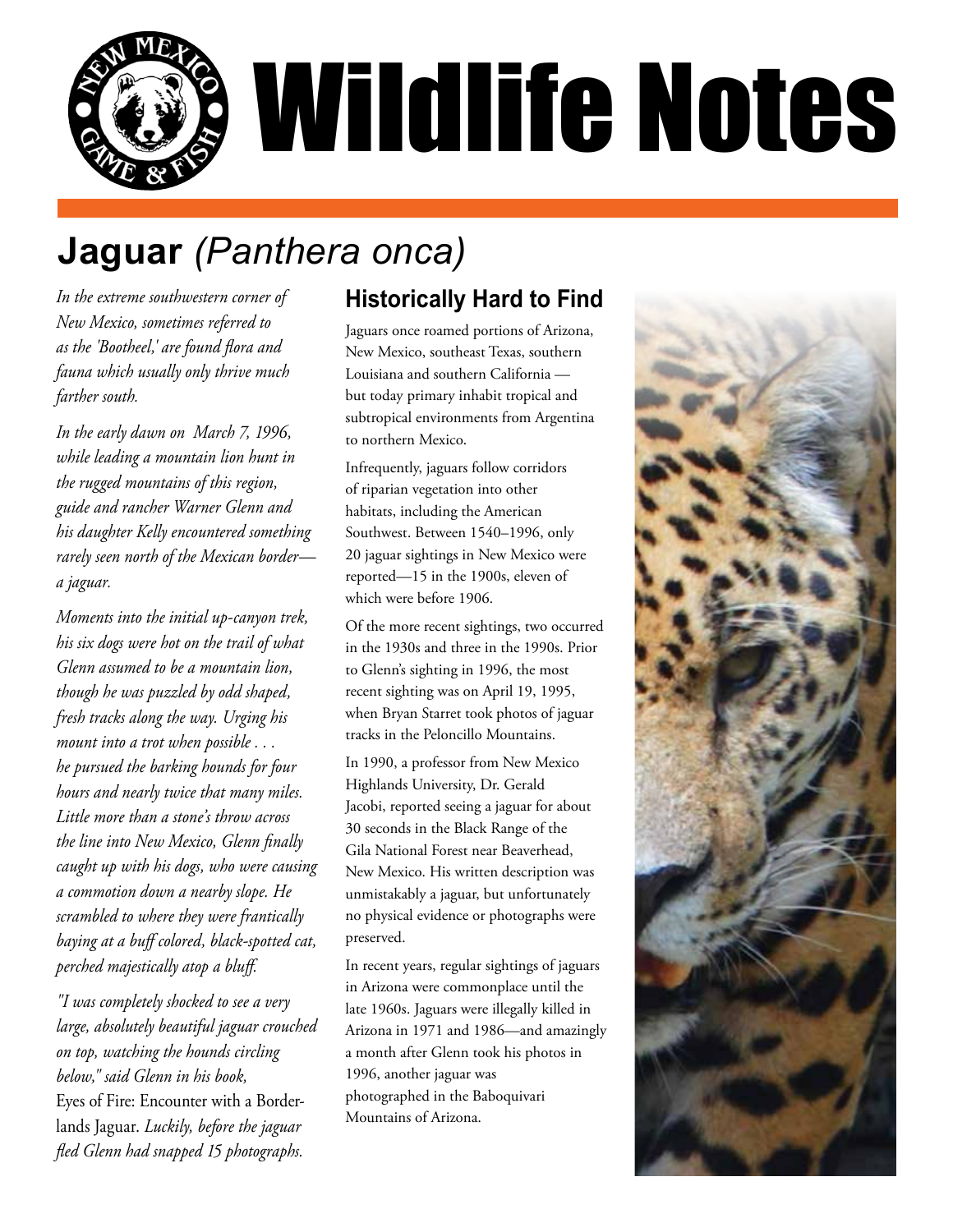# Wildlife Notes

## **Jaguar** *(Panthera onca)*

*In the extreme southwestern corner of New Mexico, sometimes referred to as the 'Bootheel,' are found flora and fauna which usually only thrive much farther south.*

*In the early dawn on March 7, 1996, while leading a mountain lion hunt in the rugged mountains of this region, guide and rancher Warner Glenn and his daughter Kelly encountered something rarely seen north of the Mexican border—a jaguar.*

*Moments into the initial up-canyon trek, his six dogs were hot on the trail of what Glenn assumed to be a mountain lion, though he was puzzled by odd shaped, fresh tracks along the way. Urging his mount into a trot when possible . . . he pursued the barking hounds for four hours and nearly twice that many miles. Little more than a stone's throw across the line into New Mexico, Glenn finally caught up with his dogs, who were causing a commotion down a nearby slope. He scrambled to where they were frantically baying at a buff colored, black-spotted cat, perched majestically atop a bluff.*

*"I was completely shocked to see a very large, absolutely beautiful jaguar crouched on top, watching the hounds circling below," said Glenn in his book,* Eyes of Fire: Encounter with a Borderlands Jaguar. *Luckily, before the jaguar fled Glenn had snapped 15 photographs.*

### Historically Hard to Find

Jaguars once roamed portions of Arizona, New Mexico, southeast Texas, southern Louisiana and southern California — but today primary inhabit tropical and subtropical environments from Argentina to northern Mexico.

Infrequently, jaguars follow corridors of riparian vegetation into other habitats, including the American Southwest. Between 1540–1996, only 20 jaguar sightings in New Mexico were reported—15 in the 1900s, eleven of which were before 1906.

Of the more recent sightings, two occurred in the 1930s and three in the 1990s. Prior to Glenn's sighting in 1996, the most recent sighting was on April 19, 1995, when Bryan Starret took photos of jaguar tracks in the Peloncillo Mountains.

In 1990, a professor from New Mexico Highlands University, Dr. Gerald Jacobi, reported seeing a jaguar for about 30 seconds in the Black Range of the Gila National Forest near Beaverhead, New Mexico. His written description was unmistakably a jaguar, but unfortunately no physical evidence or photographs were preserved.

In recent years, regular sightings of jaguars in Arizona were commonplace until the late 1960s. Jaguars were illegally killed in Arizona in 1971 and 1986—and amazingly a month after Glenn took his photos in 1996, another jaguar was photographed in the Baboquivari Mountains of Arizona.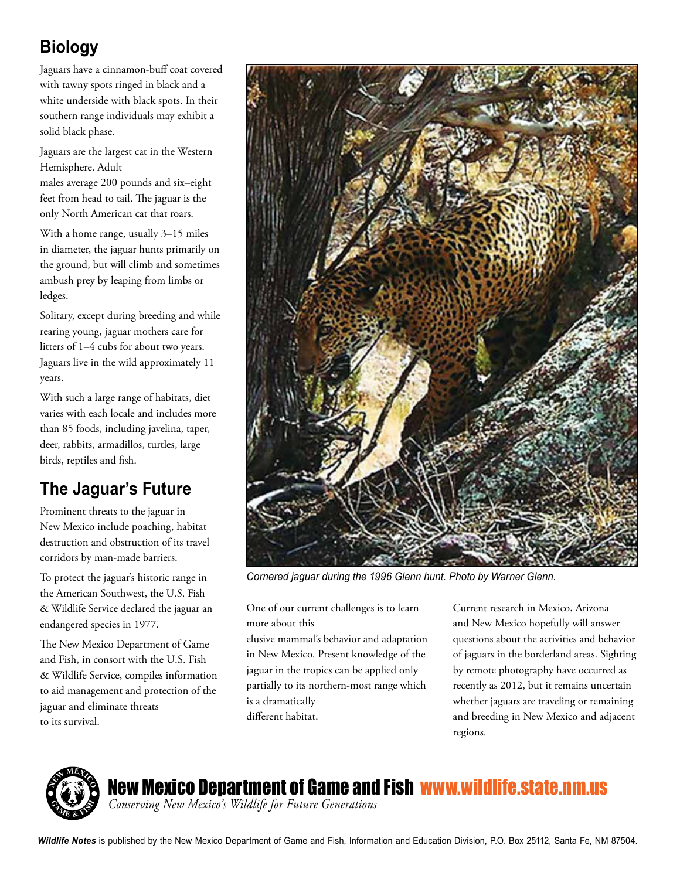## Biology

Jaguars have a cinnamon-buff coat covered with tawny spots ringed in black and a white underside with black spots. In their southern range individuals may exhibit a solid black phase.

Jaguars are the largest cat in the Western Hemisphere. Adult males average 200 pounds and six–eight feet from head to tail. The jaguar is the only North American cat that roars.

With a home range, usually 3–15 miles in diameter, the jaguar hunts primarily on the ground, but will climb and sometimes ambush prey by leaping from limbs or ledges.

Solitary, except during breeding and while rearing young, jaguar mothers care for litters of 1–4 cubs for about two years. Jaguars live in the wild approximately 11 years.

With such a large range of habitats, diet varies with each locale and includes more than 85 foods, including javelina, taper, deer, rabbits, armadillos, turtles, large birds, reptiles and fish.

## The Jaguar's Future

Prominent threats to the jaguar in New Mexico include poaching, habitat destruction and obstruction of its travel corridors by man-made barriers.

To protect the jaguar's historic range in the American Southwest, the U.S. Fish & Wildlife Service declared the jaguar an endangered species in 1977.

The New Mexico Department of Game and Fish, in consort with the U.S. Fish & Wildlife Service, compiles information to aid management and protection of the jaguar and eliminate threats to its survival.

*Cornered jaguar during the 1996 Glenn hunt. Photo by Warner Glenn.*

One of our current challenges is to learn more about this elusive mammal's behavior and adaptation in New Mexico. Present knowledge of the jaguar in the tropics can be applied only partially to its northern-most range which is a dramatically different habitat.

Current research in Mexico, Arizona and New Mexico hopefully will answer questions about the activities and behavior of jaguars in the borderland areas. Sighting by remote photography have occurred as recently as 2012, but it remains uncertain whether jaguars are traveling or remaining and breeding in New Mexico and adjacent regions.

**New Mexico Department of Game and Fish** www.wildlife.state.nm.us
*Conserving New Mexico's Wildlife for Future Generations*

***Wildlife Notes*** is published by the New Mexico Department of Game and Fish, Information and Education Division, P.O. Box 25112, Santa Fe, NM 87504.